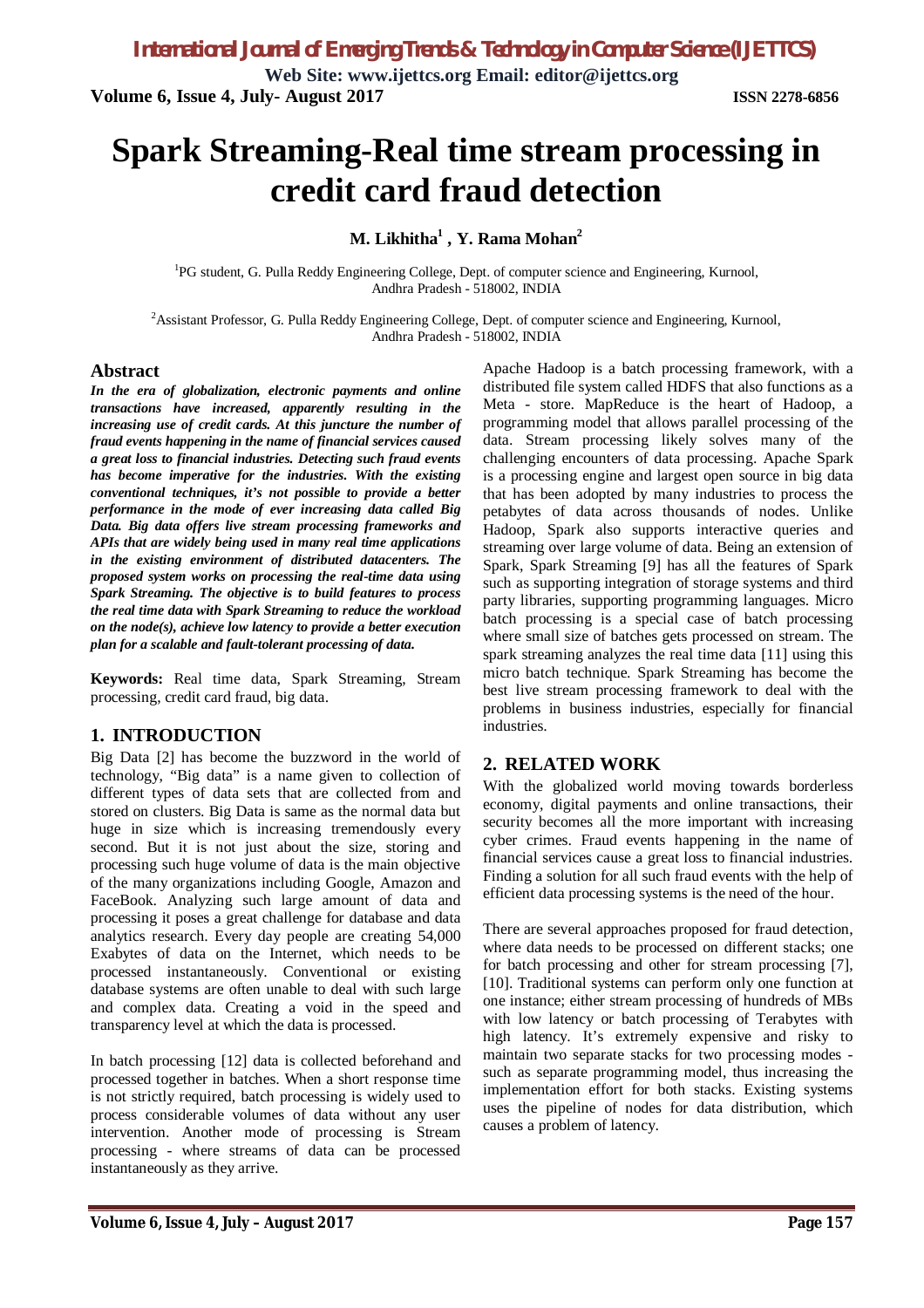# Spark Streaming-Real time stream processing in credit card fraud detection

**M. Likhitha[1] , Y. Rama Mohan[2]**

[1]PG student, G. Pulla Reddy Engineering College, Dept. of computer science and Engineering, Kurnool, Andhra Pradesh - 518002, INDIA

[2]Assistant Professor, G. Pulla Reddy Engineering College, Dept. of computer science and Engineering, Kurnool, Andhra Pradesh - 518002, INDIA

## Abstract

***In the era of globalization, electronic payments and online transactions have increased, apparently resulting in the increasing use of credit cards. At this juncture the number of fraud events happening in the name of financial services caused a great loss to financial industries. Detecting such fraud events has become imperative for the industries. With the existing conventional techniques, it's not possible to provide a better performance in the mode of ever increasing data called Big Data. Big data offers live stream processing frameworks and APIs that are widely being used in many real time applications in the existing environment of distributed datacenters. The proposed system works on processing the real-time data using Spark Streaming. The objective is to build features to process the real time data with Spark Streaming to reduce the workload on the node(s), achieve low latency to provide a better execution plan for a scalable and fault-tolerant processing of data.***

**Keywords:** Real time data, Spark Streaming, Stream processing, credit card fraud, big data.

## 1. INTRODUCTION

Big Data [2] has become the buzzword in the world of technology, "Big data" is a name given to collection of different types of data sets that are collected from and stored on clusters. Big Data is same as the normal data but huge in size which is increasing tremendously every second. But it is not just about the size, storing and processing such huge volume of data is the main objective of the many organizations including Google, Amazon and FaceBook. Analyzing such large amount of data and processing it poses a great challenge for database and data analytics research. Every day people are creating 54,000 Exabytes of data on the Internet, which needs to be processed instantaneously. Conventional or existing database systems are often unable to deal with such large and complex data. Creating a void in the speed and transparency level at which the data is processed.

In batch processing [12] data is collected beforehand and processed together in batches. When a short response time is not strictly required, batch processing is widely used to process considerable volumes of data without any user intervention. Another mode of processing is Stream processing - where streams of data can be processed instantaneously as they arrive.

Apache Hadoop is a batch processing framework, with a distributed file system called HDFS that also functions as a Meta - store. MapReduce is the heart of Hadoop, a programming model that allows parallel processing of the data. Stream processing likely solves many of the challenging encounters of data processing. Apache Spark is a processing engine and largest open source in big data that has been adopted by many industries to process the petabytes of data across thousands of nodes. Unlike Hadoop, Spark also supports interactive queries and streaming over large volume of data. Being an extension of Spark, Spark Streaming [9] has all the features of Spark such as supporting integration of storage systems and third party libraries, supporting programming languages. Micro batch processing is a special case of batch processing where small size of batches gets processed on stream. The spark streaming analyzes the real time data [11] using this micro batch technique. Spark Streaming has become the best live stream processing framework to deal with the problems in business industries, especially for financial industries.

## 2. RELATED WORK

With the globalized world moving towards borderless economy, digital payments and online transactions, their security becomes all the more important with increasing cyber crimes. Fraud events happening in the name of financial services cause a great loss to financial industries. Finding a solution for all such fraud events with the help of efficient data processing systems is the need of the hour.

There are several approaches proposed for fraud detection, where data needs to be processed on different stacks; one for batch processing and other for stream processing [7], [10]. Traditional systems can perform only one function at one instance; either stream processing of hundreds of MBs with low latency or batch processing of Terabytes with high latency. It's extremely expensive and risky to maintain two separate stacks for two processing modes - such as separate programming model, thus increasing the implementation effort for both stacks. Existing systems uses the pipeline of nodes for data distribution, which causes a problem of latency.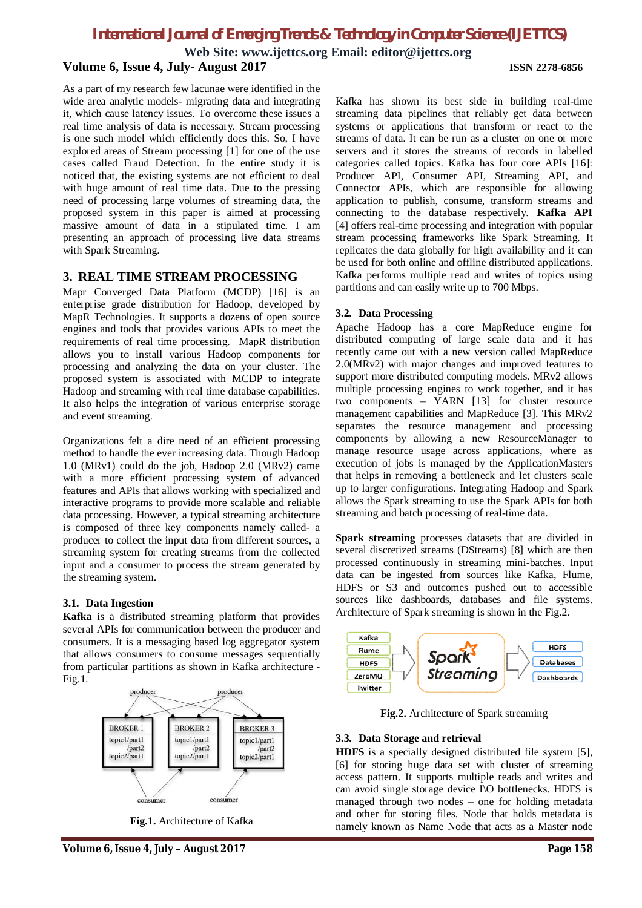As a part of my research few lacunae were identified in the wide area analytic models- migrating data and integrating it, which cause latency issues. To overcome these issues a real time analysis of data is necessary. Stream processing is one such model which efficiently does this. So, I have explored areas of Stream processing [1] for one of the use cases called Fraud Detection. In the entire study it is noticed that, the existing systems are not efficient to deal with huge amount of real time data. Due to the pressing need of processing large volumes of streaming data, the proposed system in this paper is aimed at processing massive amount of data in a stipulated time. I am presenting an approach of processing live data streams with Spark Streaming.

## 3. REAL TIME STREAM PROCESSING

Mapr Converged Data Platform (MCDP) [16] is an enterprise grade distribution for Hadoop, developed by MapR Technologies. It supports a dozens of open source engines and tools that provides various APIs to meet the requirements of real time processing. MapR distribution allows you to install various Hadoop components for processing and analyzing the data on your cluster. The proposed system is associated with MCDP to integrate Hadoop and streaming with real time database capabilities. It also helps the integration of various enterprise storage and event streaming.

Organizations felt a dire need of an efficient processing method to handle the ever increasing data. Though Hadoop 1.0 (MRv1) could do the job, Hadoop 2.0 (MRv2) came with a more efficient processing system of advanced features and APIs that allows working with specialized and interactive programs to provide more scalable and reliable data processing. However, a typical streaming architecture is composed of three key components namely called- a producer to collect the input data from different sources, a streaming system for creating streams from the collected input and a consumer to process the stream generated by the streaming system.

### 3.1. Data Ingestion

**Kafka** is a distributed streaming platform that provides several APIs for communication between the producer and consumers. It is a messaging based log aggregator system that allows consumers to consume messages sequentially from particular partitions as shown in Kafka architecture - Fig.1.

**Fig.1.** Architecture of Kafka

Kafka has shown its best side in building real-time streaming data pipelines that reliably get data between systems or applications that transform or react to the streams of data. It can be run as a cluster on one or more servers and it stores the streams of records in labelled categories called topics. Kafka has four core APIs [16]: Producer API, Consumer API, Streaming API, and Connector APIs, which are responsible for allowing application to publish, consume, transform streams and connecting to the database respectively. **Kafka API** [4] offers real-time processing and integration with popular stream processing frameworks like Spark Streaming. It replicates the data globally for high availability and it can be used for both online and offline distributed applications. Kafka performs multiple read and writes of topics using partitions and can easily write up to 700 Mbps.

### 3.2. Data Processing

Apache Hadoop has a core MapReduce engine for distributed computing of large scale data and it has recently came out with a new version called MapReduce 2.0(MRv2) with major changes and improved features to support more distributed computing models. MRv2 allows multiple processing engines to work together, and it has two components – YARN [13] for cluster resource management capabilities and MapReduce [3]. This MRv2 separates the resource management and processing components by allowing a new ResourceManager to manage resource usage across applications, where as execution of jobs is managed by the ApplicationMasters that helps in removing a bottleneck and let clusters scale up to larger configurations. Integrating Hadoop and Spark allows the Spark streaming to use the Spark APIs for both streaming and batch processing of real-time data.

**Spark streaming** processes datasets that are divided in several discretized streams (DStreams) [8] which are then processed continuously in streaming mini-batches. Input data can be ingested from sources like Kafka, Flume, HDFS or S3 and outcomes pushed out to accessible sources like dashboards, databases and file systems. Architecture of Spark streaming is shown in the Fig.2.

**Fig.2.** Architecture of Spark streaming

### 3.3. Data Storage and retrieval

**HDFS** is a specially designed distributed file system [5], [6] for storing huge data set with cluster of streaming access pattern. It supports multiple reads and writes and can avoid single storage device I\O bottlenecks. HDFS is managed through two nodes – one for holding metadata and other for storing files. Node that holds metadata is namely known as Name Node that acts as a Master node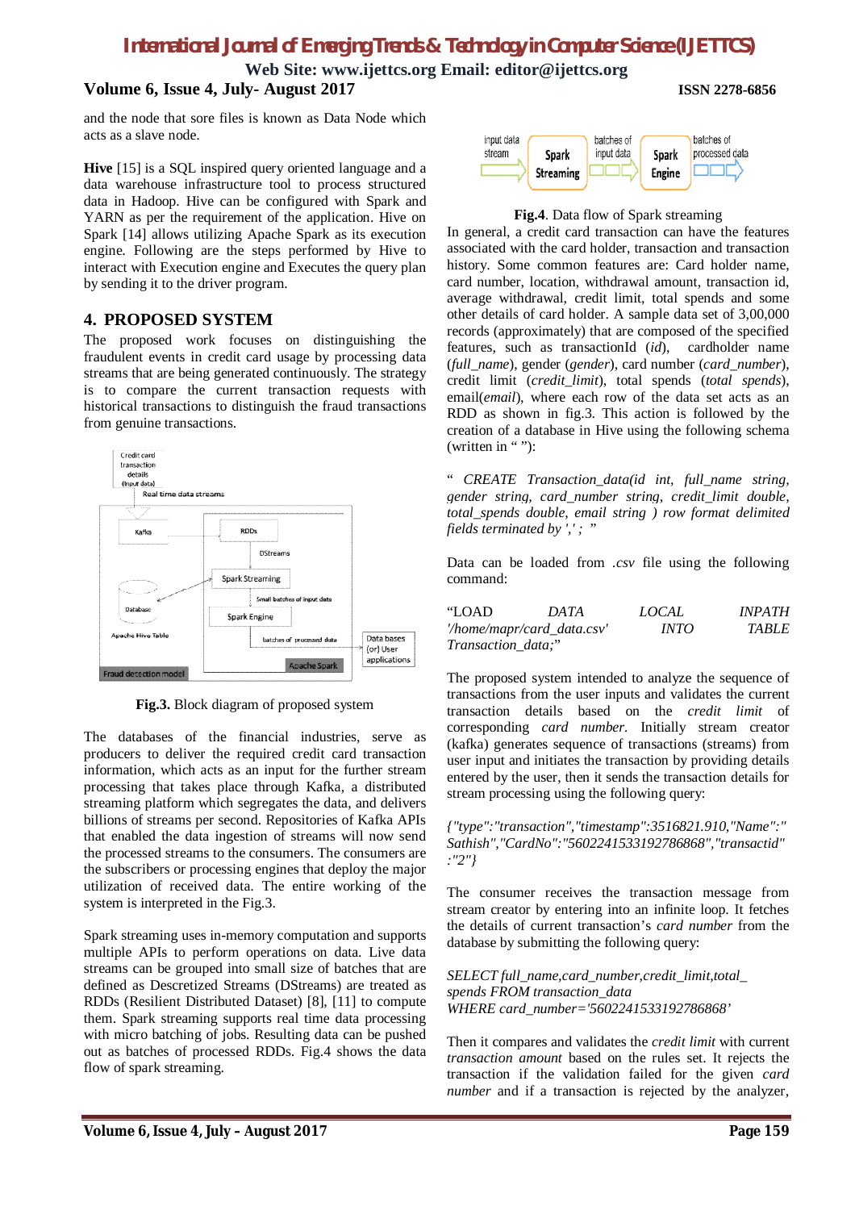and the node that sore files is known as Data Node which acts as a slave node.

**Hive** [15] is a SQL inspired query oriented language and a data warehouse infrastructure tool to process structured data in Hadoop. Hive can be configured with Spark and YARN as per the requirement of the application. Hive on Spark [14] allows utilizing Apache Spark as its execution engine. Following are the steps performed by Hive to interact with Execution engine and Executes the query plan by sending it to the driver program.

## 4. PROPOSED SYSTEM

The proposed work focuses on distinguishing the fraudulent events in credit card usage by processing data streams that are being generated continuously. The strategy is to compare the current transaction requests with historical transactions to distinguish the fraud transactions from genuine transactions.

**Fig.3.** Block diagram of proposed system

The databases of the financial industries, serve as producers to deliver the required credit card transaction information, which acts as an input for the further stream processing that takes place through Kafka, a distributed streaming platform which segregates the data, and delivers billions of streams per second. Repositories of Kafka APIs that enabled the data ingestion of streams will now send the processed streams to the consumers. The consumers are the subscribers or processing engines that deploy the major utilization of received data. The entire working of the system is interpreted in the Fig.3.

Spark streaming uses in-memory computation and supports multiple APIs to perform operations on data. Live data streams can be grouped into small size of batches that are defined as Descretized Streams (DStreams) are treated as RDDs (Resilient Distributed Dataset) [8], [11] to compute them. Spark streaming supports real time data processing with micro batching of jobs. Resulting data can be pushed out as batches of processed RDDs. Fig.4 shows the data flow of spark streaming.

**Fig.4**. Data flow of Spark streaming

In general, a credit card transaction can have the features associated with the card holder, transaction and transaction history. Some common features are: Card holder name, card number, location, withdrawal amount, transaction id, average withdrawal, credit limit, total spends and some other details of card holder. A sample data set of 3,00,000 records (approximately) that are composed of the specified features, such as transactionId (*id*), cardholder name (*full_name*), gender (*gender*), card number (*card_number*), credit limit (*credit_limit*), total spends (*total spends*), email(*email*), where each row of the data set acts as an RDD as shown in fig.3. This action is followed by the creation of a database in Hive using the following schema (written in " "):

*" CREATE Transaction_data(id int, full_name string, gender string, card_number string, credit_limit double, total_spends double, email string ) row format delimited fields terminated by ',' ; "*

Data can be loaded from *.csv* file using the following command:

*"LOAD DATA LOCAL INPATH '/home/mapr/card_data.csv' INTO TABLE Transaction_data;"*

The proposed system intended to analyze the sequence of transactions from the user inputs and validates the current transaction details based on the *credit limit* of corresponding *card number.* Initially stream creator (kafka) generates sequence of transactions (streams) from user input and initiates the transaction by providing details entered by the user, then it sends the transaction details for stream processing using the following query:

*{"type":"transaction","timestamp":3516821.910,"Name":" Sathish","CardNo":"5602241533192786868","transactid" :"2"}*

The consumer receives the transaction message from stream creator by entering into an infinite loop. It fetches the details of current transaction's *card number* from the database by submitting the following query:

*SELECT full_name,card_number,credit_limit,total_ spends FROM transaction_data WHERE card_number='5602241533192786868'*

Then it compares and validates the *credit limit* with current *transaction amount* based on the rules set. It rejects the transaction if the validation failed for the given *card number* and if a transaction is rejected by the analyzer,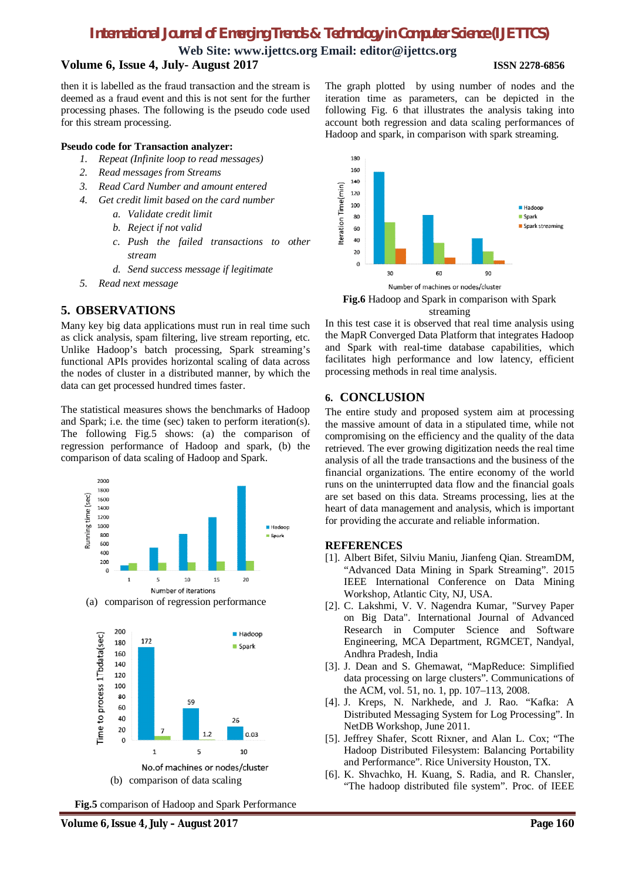then it is labelled as the fraud transaction and the stream is deemed as a fraud event and this is not sent for the further processing phases. The following is the pseudo code used for this stream processing.

**Pseudo code for Transaction analyzer:**

1. *Repeat (Infinite loop to read messages)*
2. *Read messages from Streams*
3. *Read Card Number and amount entered*
4. *Get credit limit based on the card number*
    a. *Validate credit limit*
    b. *Reject if not valid*
    c. *Push the failed transactions to other stream*
    d. *Send success message if legitimate*
5. *Read next message*

## 5. OBSERVATIONS

Many key big data applications must run in real time such as click analysis, spam filtering, live stream reporting, etc. Unlike Hadoop's batch processing, Spark streaming's functional APIs provides horizontal scaling of data across the nodes of cluster in a distributed manner, by which the data can get processed hundred times faster.

The statistical measures shows the benchmarks of Hadoop and Spark; i.e. the time (sec) taken to perform iteration(s). The following Fig.5 shows: (a) the comparison of regression performance of Hadoop and spark, (b) the comparison of data scaling of Hadoop and Spark.

(a) comparison of regression performance

(b) comparison of data scaling

**Fig.5** comparison of Hadoop and Spark Performance

The graph plotted by using number of nodes and the iteration time as parameters, can be depicted in the following Fig. 6 that illustrates the analysis taking into account both regression and data scaling performances of Hadoop and spark, in comparison with spark streaming.

**Fig.6** Hadoop and Spark in comparison with Spark streaming

In this test case it is observed that real time analysis using the MapR Converged Data Platform that integrates Hadoop and Spark with real-time database capabilities, which facilitates high performance and low latency, efficient processing methods in real time analysis.

## 6. CONCLUSION

The entire study and proposed system aim at processing the massive amount of data in a stipulated time, while not compromising on the efficiency and the quality of the data retrieved. The ever growing digitization needs the real time analysis of all the trade transactions and the business of the financial organizations. The entire economy of the world runs on the uninterrupted data flow and the financial goals are set based on this data. Streams processing, lies at the heart of data management and analysis, which is important for providing the accurate and reliable information.

## REFERENCES

[1]. Albert Bifet, Silviu Maniu, Jianfeng Qian. StreamDM, "Advanced Data Mining in Spark Streaming". 2015 IEEE International Conference on Data Mining Workshop, Atlantic City, NJ, USA.

[2]. C. Lakshmi, V. V. Nagendra Kumar, "Survey Paper on Big Data". International Journal of Advanced Research in Computer Science and Software Engineering, MCA Department, RGMCET, Nandyal, Andhra Pradesh, India

[3]. J. Dean and S. Ghemawat, "MapReduce: Simplified data processing on large clusters". Communications of the ACM, vol. 51, no. 1, pp. 107–113, 2008.

[4]. J. Kreps, N. Narkhede, and J. Rao. "Kafka: A Distributed Messaging System for Log Processing". In NetDB Workshop, June 2011.

[5]. Jeffrey Shafer, Scott Rixner, and Alan L. Cox; "The Hadoop Distributed Filesystem: Balancing Portability and Performance". Rice University Houston, TX.

[6]. K. Shvachko, H. Kuang, S. Radia, and R. Chansler, "The hadoop distributed file system". Proc. of IEEE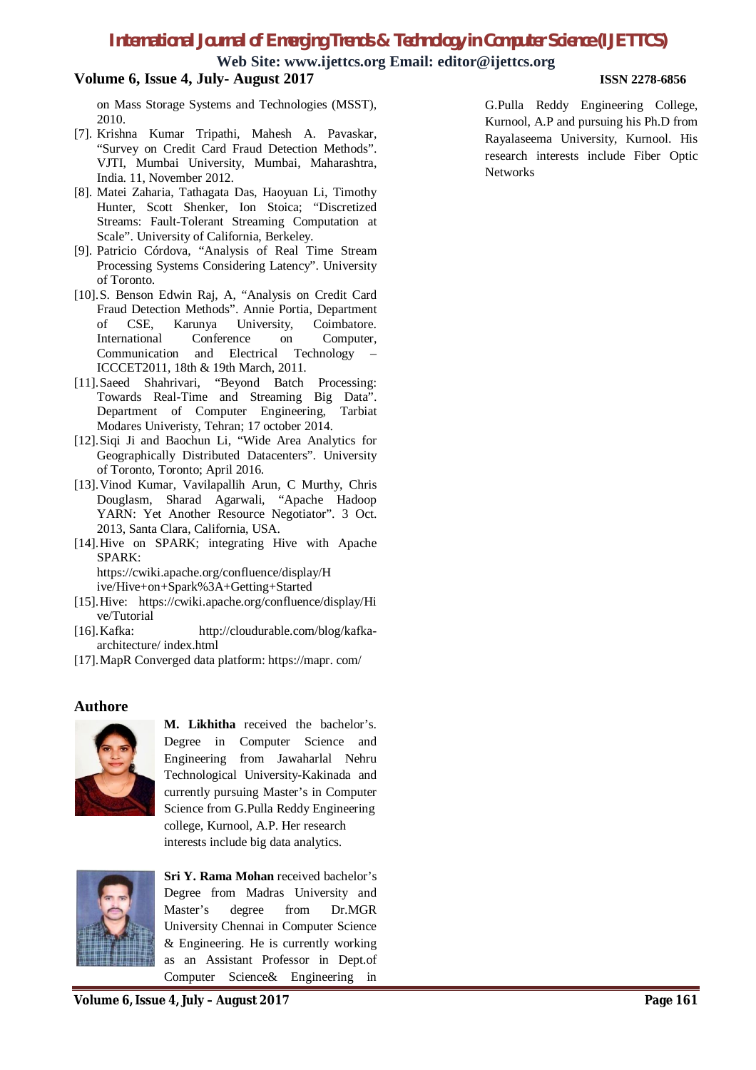on Mass Storage Systems and Technologies (MSST), 2010.

[7]. Krishna Kumar Tripathi, Mahesh A. Pavaskar, “Survey on Credit Card Fraud Detection Methods”. VJTI, Mumbai University, Mumbai, Maharashtra, India. 11, November 2012.

[8]. Matei Zaharia, Tathagata Das, Haoyuan Li, Timothy Hunter, Scott Shenker, Ion Stoica; “Discretized Streams: Fault-Tolerant Streaming Computation at Scale”. University of California, Berkeley.

[9]. Patricio Córdova, “Analysis of Real Time Stream Processing Systems Considering Latency”. University of Toronto.

[10]. S. Benson Edwin Raj, A, “Analysis on Credit Card Fraud Detection Methods”. Annie Portia, Department of CSE, Karunya University, Coimbatore. International Conference on Computer, Communication and Electrical Technology – ICCCET2011, 18th & 19th March, 2011.

[11]. Saeed Shahrivari, “Beyond Batch Processing: Towards Real-Time and Streaming Big Data”. Department of Computer Engineering, Tarbiat Modares Univeristy, Tehran; 17 october 2014.

[12]. Siqi Ji and Baochun Li, “Wide Area Analytics for Geographically Distributed Datacenters”. University of Toronto, Toronto; April 2016.

[13]. Vinod Kumar, Vavilapallih Arun, C Murthy, Chris Douglasm, Sharad Agarwali, “Apache Hadoop YARN: Yet Another Resource Negotiator”. 3 Oct. 2013, Santa Clara, California, USA.

[14]. Hive on SPARK; integrating Hive with Apache SPARK: https://cwiki.apache.org/confluence/display/Hive/Hive+on+Spark%3A+Getting+Started

[15]. Hive: https://cwiki.apache.org/confluence/display/Hive/Tutorial

[16]. Kafka: http://cloudurable.com/blog/kafka-architecture/ index.html

[17]. MapR Converged data platform: https://mapr. com/

## Authore

**M. Likhitha** received the bachelor’s. Degree in Computer Science and Engineering from Jawaharlal Nehru Technological University-Kakinada and currently pursuing Master’s in Computer Science from G.Pulla Reddy Engineering college, Kurnool, A.P. Her research interests include big data analytics.

**Sri Y. Rama Mohan** received bachelor’s Degree from Madras University and Master’s degree from Dr.MGR University Chennai in Computer Science & Engineering. He is currently working as an Assistant Professor in Dept.of Computer Science& Engineering in G.Pulla Reddy Engineering College, Kurnool, A.P and pursuing his Ph.D from Rayalaseema University, Kurnool. His research interests include Fiber Optic Networks